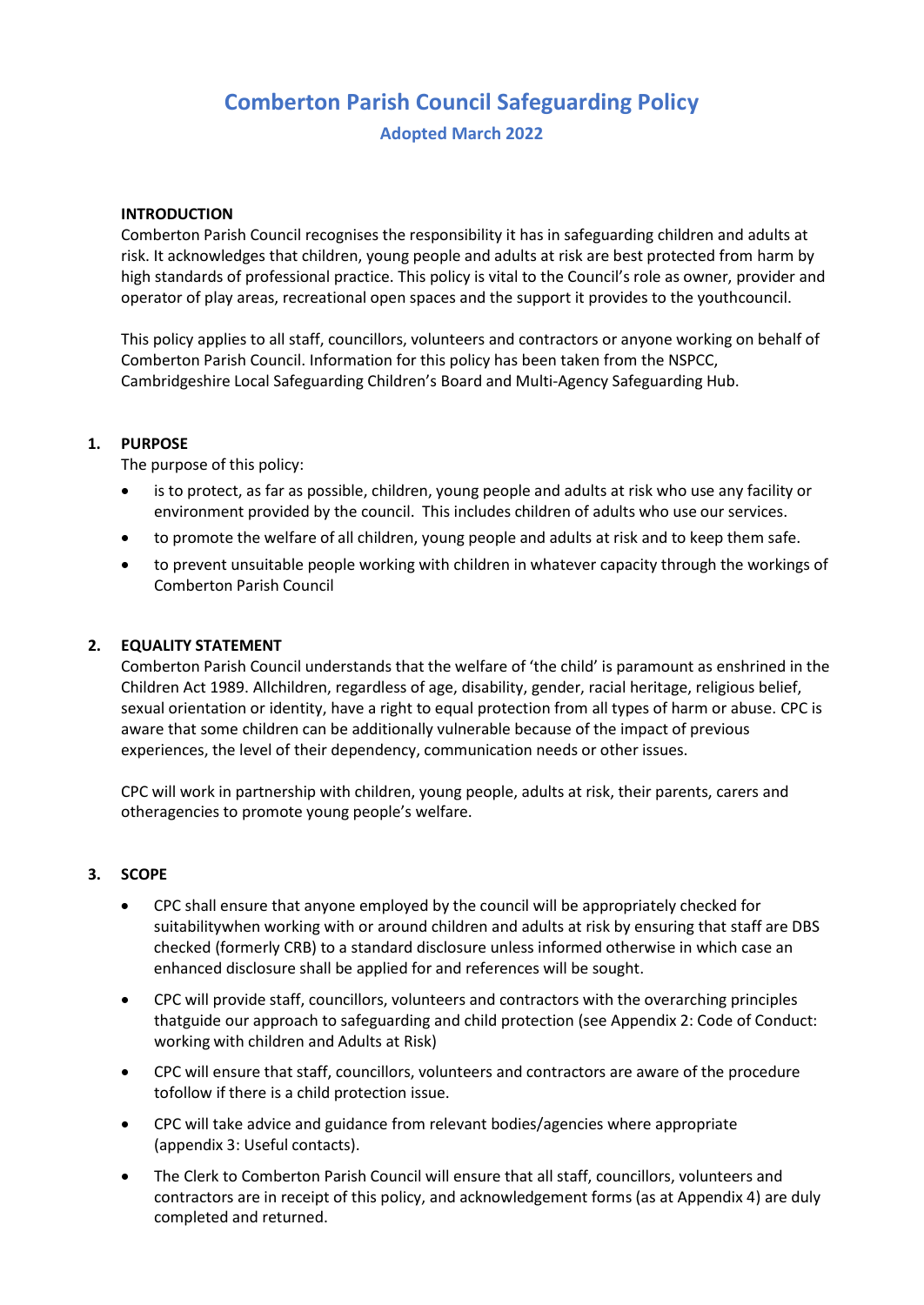# Comberton Parish Council Safeguarding Policy

### Adopted March 2022

**INTRODUCTION**

Comberton Parish Council recognises the responsibility it has in safeguarding children and adults at risk. It acknowledges that children, young people and adults at risk are best protected from harm by high standards of professional practice. This policy is vital to the Council's role as owner, provider and operator of play areas, recreational open spaces and the support it provides to the youthcouncil.

This policy applies to all staff, councillors, volunteers and contractors or anyone working on behalf of Comberton Parish Council. Information for this policy has been taken from the NSPCC, Cambridgeshire Local Safeguarding Children's Board and Multi-Agency Safeguarding Hub.

## 1. PURPOSE

The purpose of this policy:

- is to protect, as far as possible, children, young people and adults at risk who use any facility or environment provided by the council. This includes children of adults who use our services.
- to promote the welfare of all children, young people and adults at risk and to keep them safe.
- to prevent unsuitable people working with children in whatever capacity through the workings of Comberton Parish Council

## 2. EQUALITY STATEMENT

Comberton Parish Council understands that the welfare of 'the child' is paramount as enshrined in the Children Act 1989. Allchildren, regardless of age, disability, gender, racial heritage, religious belief, sexual orientation or identity, have a right to equal protection from all types of harm or abuse. CPC is aware that some children can be additionally vulnerable because of the impact of previous experiences, the level of their dependency, communication needs or other issues.

CPC will work in partnership with children, young people, adults at risk, their parents, carers and otheragencies to promote young people's welfare.

## 3. SCOPE

- CPC shall ensure that anyone employed by the council will be appropriately checked for suitabilitywhen working with or around children and adults at risk by ensuring that staff are DBS checked (formerly CRB) to a standard disclosure unless informed otherwise in which case an enhanced disclosure shall be applied for and references will be sought.
- CPC will provide staff, councillors, volunteers and contractors with the overarching principles thatguide our approach to safeguarding and child protection (see Appendix 2: Code of Conduct: working with children and Adults at Risk)
- CPC will ensure that staff, councillors, volunteers and contractors are aware of the procedure tofollow if there is a child protection issue.
- CPC will take advice and guidance from relevant bodies/agencies where appropriate (appendix 3: Useful contacts).
- The Clerk to Comberton Parish Council will ensure that all staff, councillors, volunteers and contractors are in receipt of this policy, and acknowledgement forms (as at Appendix 4) are duly completed and returned.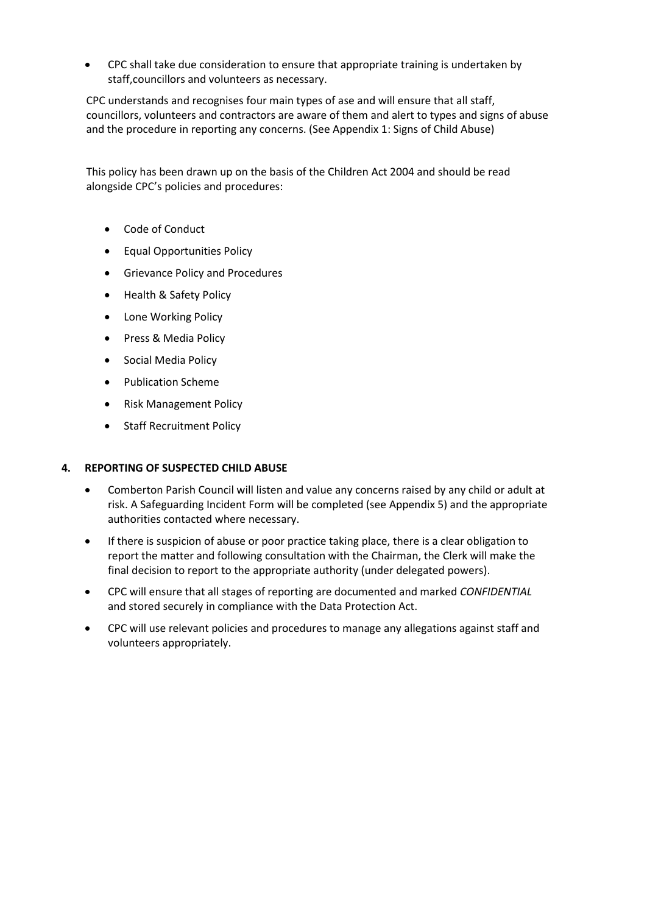- CPC shall take due consideration to ensure that appropriate training is undertaken by staff,councillors and volunteers as necessary.

CPC understands and recognises four main types of ase and will ensure that all staff, councillors, volunteers and contractors are aware of them and alert to types and signs of abuse and the procedure in reporting any concerns. (See Appendix 1: Signs of Child Abuse)

This policy has been drawn up on the basis of the Children Act 2004 and should be read alongside CPC's policies and procedures:

- Code of Conduct
- Equal Opportunities Policy
- Grievance Policy and Procedures
- Health & Safety Policy
- Lone Working Policy
- Press & Media Policy
- Social Media Policy
- Publication Scheme
- Risk Management Policy
- Staff Recruitment Policy

## 4. REPORTING OF SUSPECTED CHILD ABUSE

- Comberton Parish Council will listen and value any concerns raised by any child or adult at risk. A Safeguarding Incident Form will be completed (see Appendix 5) and the appropriate authorities contacted where necessary.
- If there is suspicion of abuse or poor practice taking place, there is a clear obligation to report the matter and following consultation with the Chairman, the Clerk will make the final decision to report to the appropriate authority (under delegated powers).
- CPC will ensure that all stages of reporting are documented and marked *CONFIDENTIAL* and stored securely in compliance with the Data Protection Act.
- CPC will use relevant policies and procedures to manage any allegations against staff and volunteers appropriately.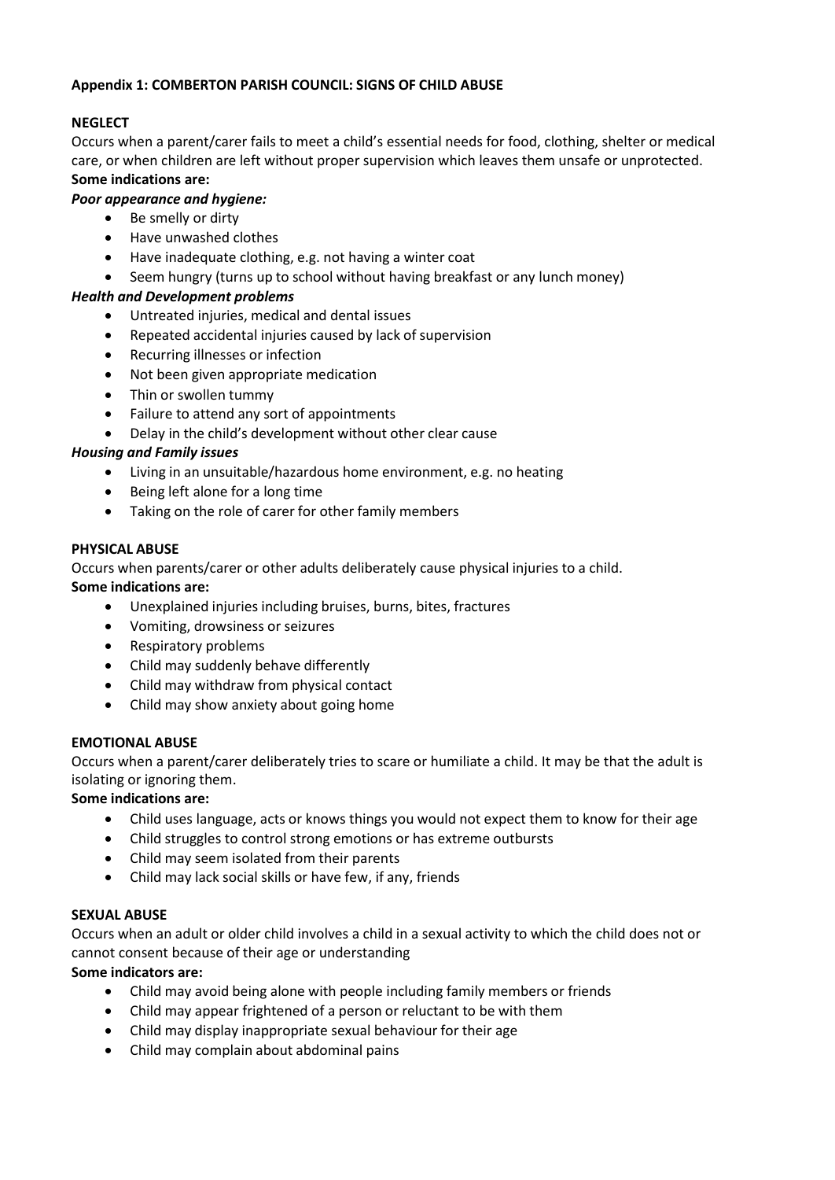# Appendix 1: COMBERTON PARISH COUNCIL: SIGNS OF CHILD ABUSE

## NEGLECT

Occurs when a parent/carer fails to meet a child's essential needs for food, clothing, shelter or medical care, or when children are left without proper supervision which leaves them unsafe or unprotected.

**Some indications are:**

***Poor appearance and hygiene:***

- Be smelly or dirty
- Have unwashed clothes
- Have inadequate clothing, e.g. not having a winter coat
- Seem hungry (turns up to school without having breakfast or any lunch money)

***Health and Development problems***

- Untreated injuries, medical and dental issues
- Repeated accidental injuries caused by lack of supervision
- Recurring illnesses or infection
- Not been given appropriate medication
- Thin or swollen tummy
- Failure to attend any sort of appointments
- Delay in the child's development without other clear cause

***Housing and Family issues***

- Living in an unsuitable/hazardous home environment, e.g. no heating
- Being left alone for a long time
- Taking on the role of carer for other family members

## PHYSICAL ABUSE

Occurs when parents/carer or other adults deliberately cause physical injuries to a child.

**Some indications are:**

- Unexplained injuries including bruises, burns, bites, fractures
- Vomiting, drowsiness or seizures
- Respiratory problems
- Child may suddenly behave differently
- Child may withdraw from physical contact
- Child may show anxiety about going home

## EMOTIONAL ABUSE

Occurs when a parent/carer deliberately tries to scare or humiliate a child. It may be that the adult is isolating or ignoring them.

**Some indications are:**

- Child uses language, acts or knows things you would not expect them to know for their age
- Child struggles to control strong emotions or has extreme outbursts
- Child may seem isolated from their parents
- Child may lack social skills or have few, if any, friends

## SEXUAL ABUSE

Occurs when an adult or older child involves a child in a sexual activity to which the child does not or cannot consent because of their age or understanding

**Some indicators are:**

- Child may avoid being alone with people including family members or friends
- Child may appear frightened of a person or reluctant to be with them
- Child may display inappropriate sexual behaviour for their age
- Child may complain about abdominal pains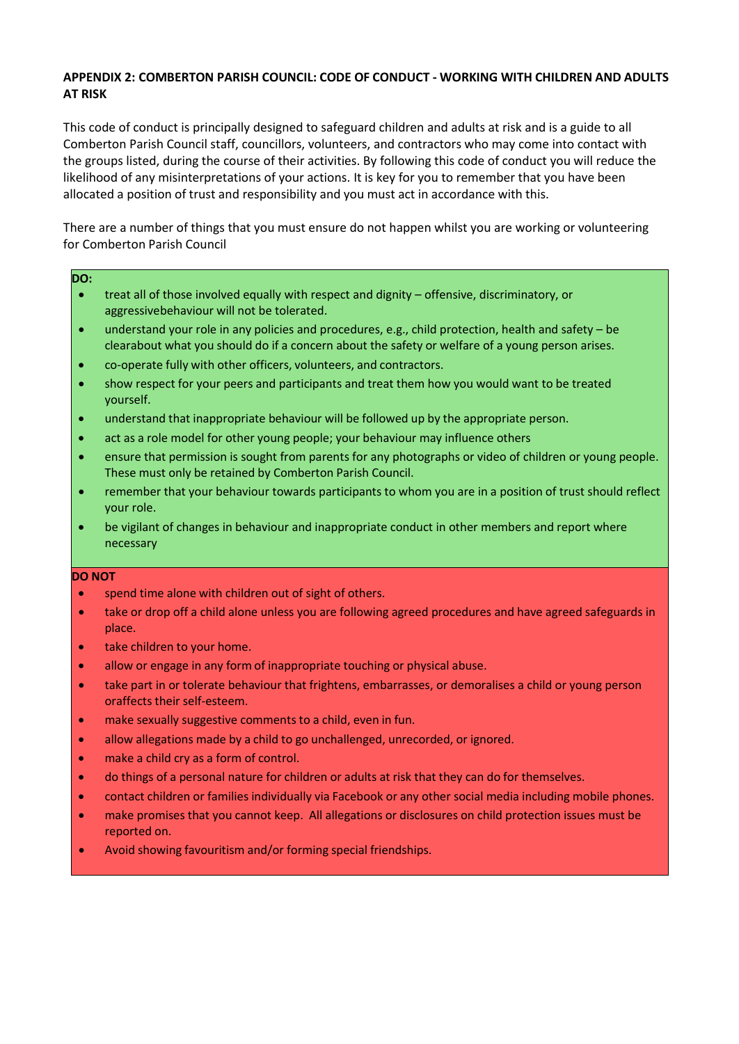**APPENDIX 2: COMBERTON PARISH COUNCIL: CODE OF CONDUCT - WORKING WITH CHILDREN AND ADULTS AT RISK**

This code of conduct is principally designed to safeguard children and adults at risk and is a guide to all Comberton Parish Council staff, councillors, volunteers, and contractors who may come into contact with the groups listed, during the course of their activities. By following this code of conduct you will reduce the likelihood of any misinterpretations of your actions. It is key for you to remember that you have been allocated a position of trust and responsibility and you must act in accordance with this.

There are a number of things that you must ensure do not happen whilst you are working or volunteering for Comberton Parish Council

**DO:**

- treat all of those involved equally with respect and dignity – offensive, discriminatory, or aggressivebehaviour will not be tolerated.
- understand your role in any policies and procedures, e.g., child protection, health and safety – be clearabout what you should do if a concern about the safety or welfare of a young person arises.
- co-operate fully with other officers, volunteers, and contractors.
- show respect for your peers and participants and treat them how you would want to be treated yourself.
- understand that inappropriate behaviour will be followed up by the appropriate person.
- act as a role model for other young people; your behaviour may influence others
- ensure that permission is sought from parents for any photographs or video of children or young people. These must only be retained by Comberton Parish Council.
- remember that your behaviour towards participants to whom you are in a position of trust should reflect your role.
- be vigilant of changes in behaviour and inappropriate conduct in other members and report where necessary

**DO NOT**

- spend time alone with children out of sight of others.
- take or drop off a child alone unless you are following agreed procedures and have agreed safeguards in place.
- take children to your home.
- allow or engage in any form of inappropriate touching or physical abuse.
- take part in or tolerate behaviour that frightens, embarrasses, or demoralises a child or young person oraffects their self-esteem.
- make sexually suggestive comments to a child, even in fun.
- allow allegations made by a child to go unchallenged, unrecorded, or ignored.
- make a child cry as a form of control.
- do things of a personal nature for children or adults at risk that they can do for themselves.
- contact children or families individually via Facebook or any other social media including mobile phones.
- make promises that you cannot keep. All allegations or disclosures on child protection issues must be reported on.
- Avoid showing favouritism and/or forming special friendships.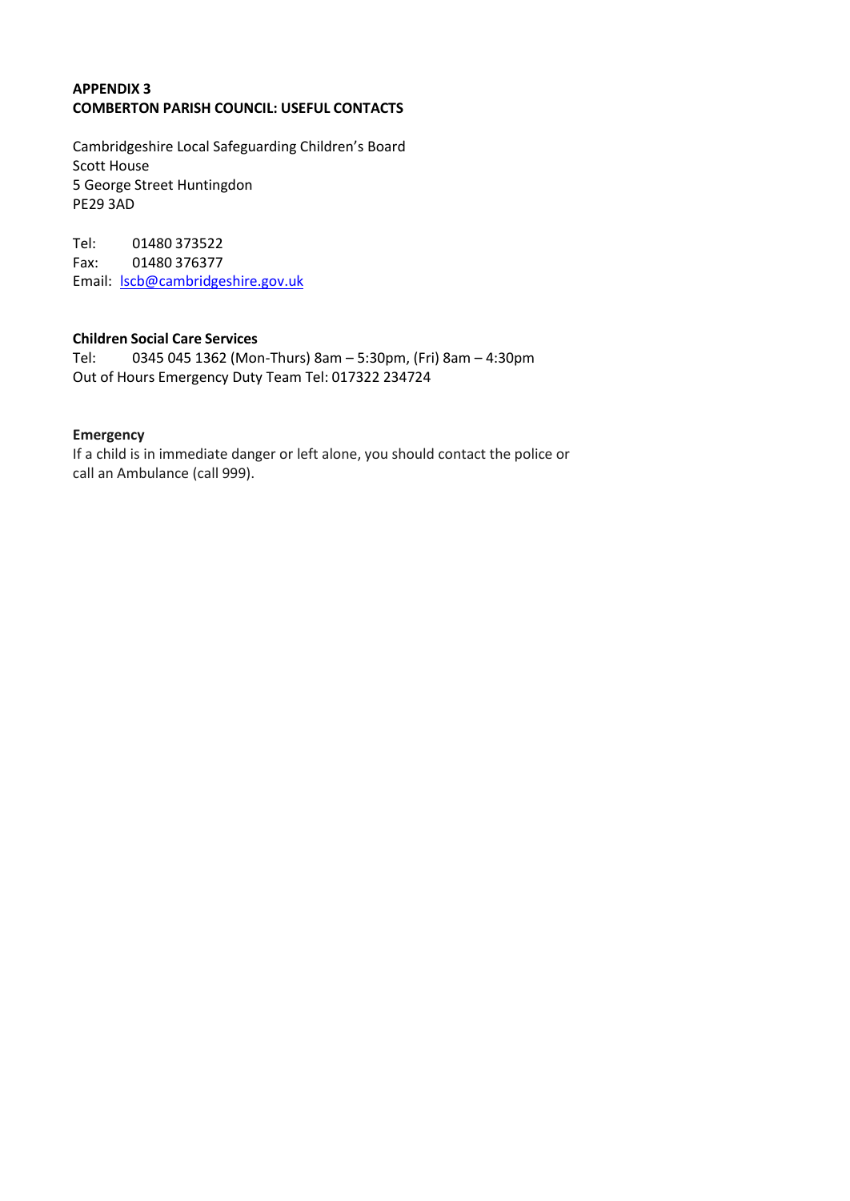**APPENDIX 3**
**COMBERTON PARISH COUNCIL: USEFUL CONTACTS**

Cambridgeshire Local Safeguarding Children's Board
Scott House
5 George Street Huntingdon
PE29 3AD

Tel: 01480 373522
Fax: 01480 376377
Email: lscb@cambridgeshire.gov.uk

**Children Social Care Services**
Tel: 0345 045 1362 (Mon-Thurs) 8am – 5:30pm, (Fri) 8am – 4:30pm
Out of Hours Emergency Duty Team Tel: 017322 234724

**Emergency**
If a child is in immediate danger or left alone, you should contact the police or call an Ambulance (call 999).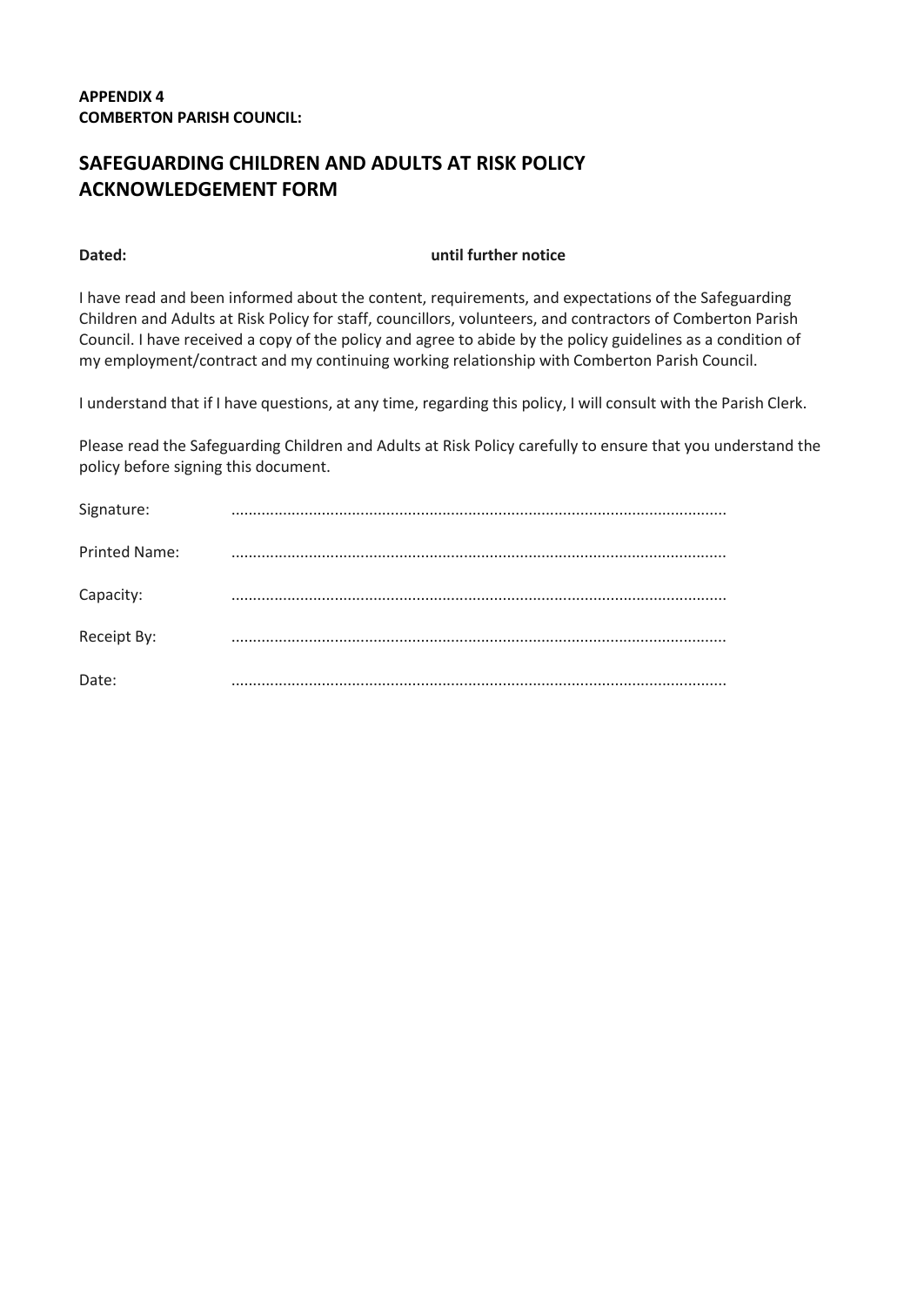**APPENDIX 4**
**COMBERTON PARISH COUNCIL:**

## SAFEGUARDING CHILDREN AND ADULTS AT RISK POLICY ACKNOWLEDGEMENT FORM

**Dated:** **until further notice**

I have read and been informed about the content, requirements, and expectations of the Safeguarding Children and Adults at Risk Policy for staff, councillors, volunteers, and contractors of Comberton Parish Council. I have received a copy of the policy and agree to abide by the policy guidelines as a condition of my employment/contract and my continuing working relationship with Comberton Parish Council.

I understand that if I have questions, at any time, regarding this policy, I will consult with the Parish Clerk.

Please read the Safeguarding Children and Adults at Risk Policy carefully to ensure that you understand the policy before signing this document.

Signature: ..................................................................................................................

Printed Name: ..................................................................................................................

Capacity: ..................................................................................................................

Receipt By: ..................................................................................................................

Date: ..................................................................................................................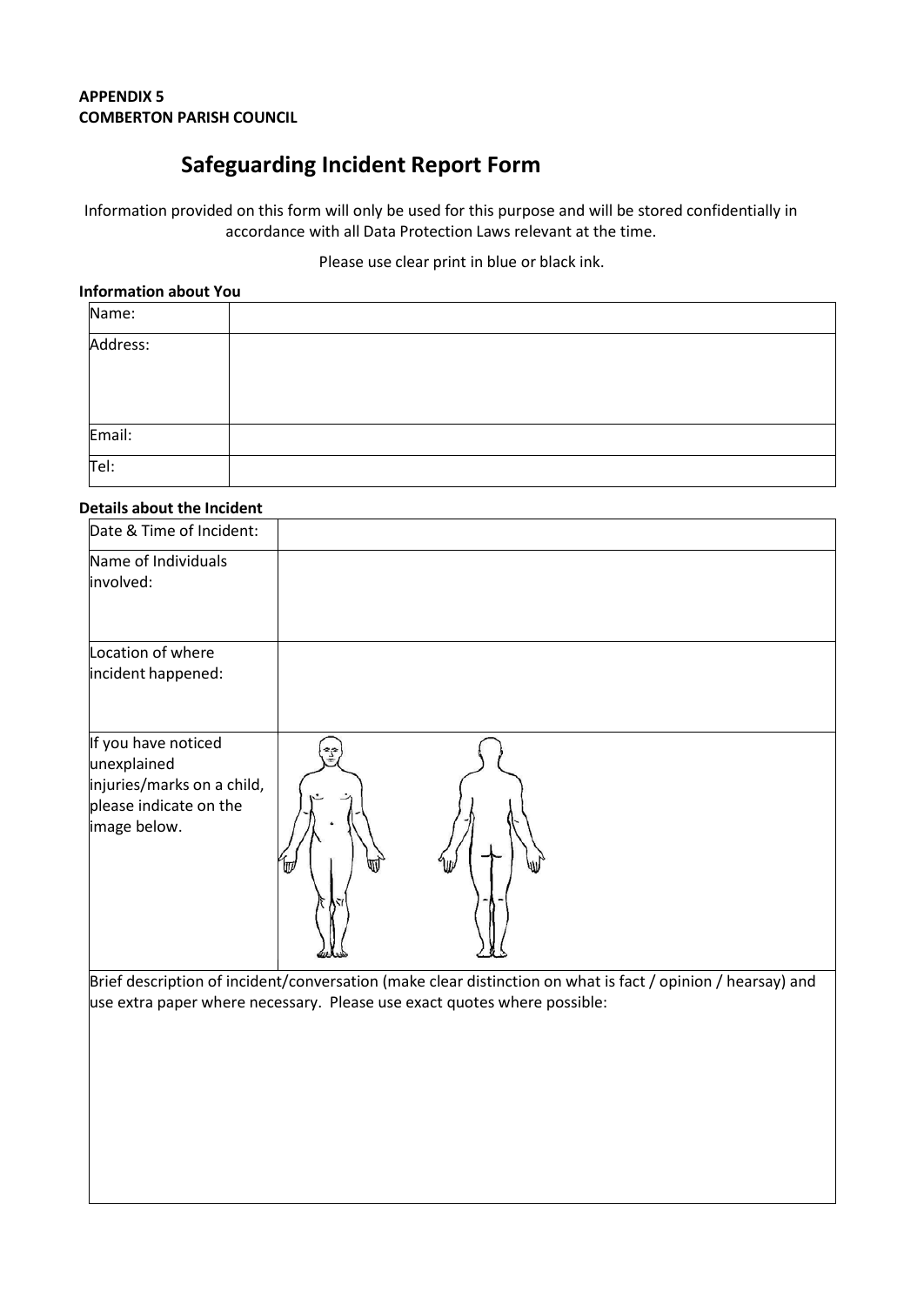**APPENDIX 5**
**COMBERTON PARISH COUNCIL**

# Safeguarding Incident Report Form

Information provided on this form will only be used for this purpose and will be stored confidentially in accordance with all Data Protection Laws relevant at the time.

Please use clear print in blue or black ink.

**Information about You**

| Name: | |
|---|---|
| Address: | |
| Email: | |
| Tel: | |

**Details about the Incident**

| Date & Time of Incident: | |
|---|---|
| Name of Individuals involved: | |
| Location of where incident happened: | |
| If you have noticed unexplained injuries/marks on a child, please indicate on the image below. | |
| Brief description of incident/conversation (make clear distinction on what is fact / opinion / hearsay) and use extra paper where necessary. Please use exact quotes where possible: | |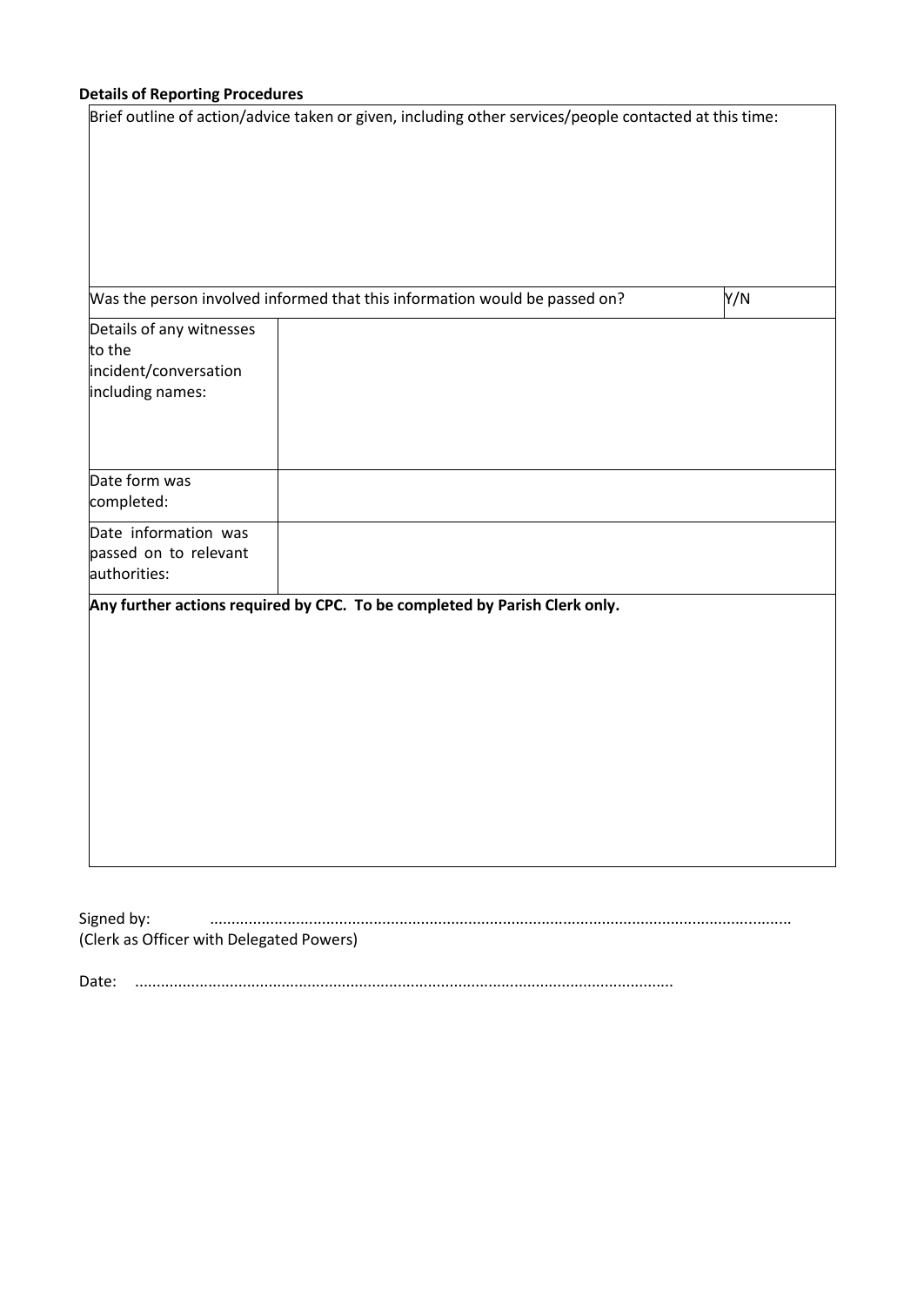**Details of Reporting Procedures**

| | | |
|---|---|---|
| Brief outline of action/advice taken or given, including other services/people contacted at this time: | | |
| Was the person involved informed that this information would be passed on? | | Y/N |
| Details of any witnesses to the incident/conversation including names: | | |
| Date form was completed: | | |
| Date information was passed on to relevant authorities: | | |
| **Any further actions required by CPC. To be completed by Parish Clerk only.** | | |

Signed by: ......................................................................................................................................
(Clerk as Officer with Delegated Powers)

Date: ............................................................................................................................